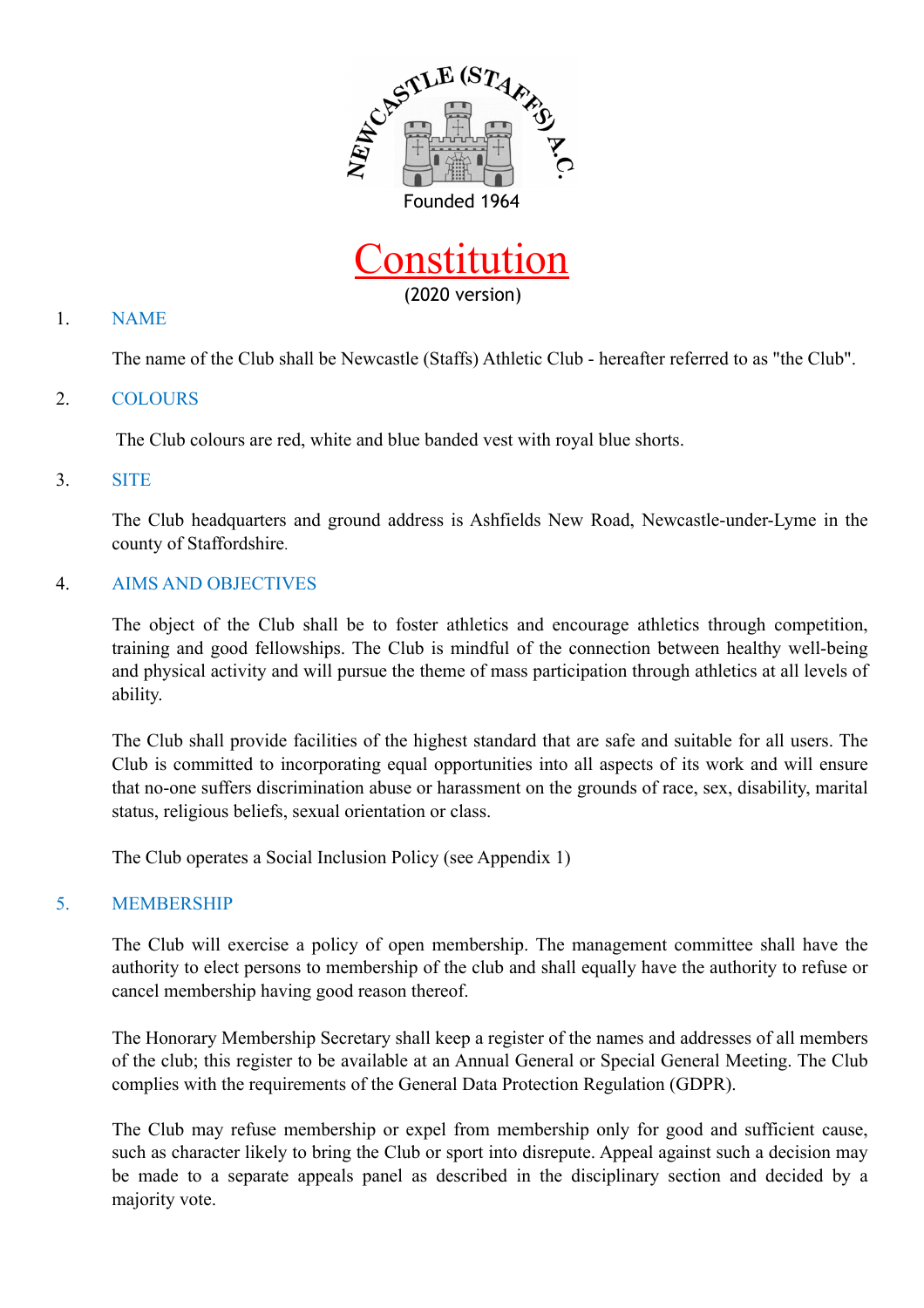NEWCASTLE (STAFFS) A.C.

Founded 1964

# Constitution

(2020 version)

## 1. NAME

The name of the Club shall be Newcastle (Staffs) Athletic Club - hereafter referred to as "the Club".

## 2. COLOURS

The Club colours are red, white and blue banded vest with royal blue shorts.

## 3. SITE

The Club headquarters and ground address is Ashfields New Road, Newcastle-under-Lyme in the county of Staffordshire.

## 4. AIMS AND OBJECTIVES

The object of the Club shall be to foster athletics and encourage athletics through competition, training and good fellowships. The Club is mindful of the connection between healthy well-being and physical activity and will pursue the theme of mass participation through athletics at all levels of ability.

The Club shall provide facilities of the highest standard that are safe and suitable for all users. The Club is committed to incorporating equal opportunities into all aspects of its work and will ensure that no-one suffers discrimination abuse or harassment on the grounds of race, sex, disability, marital status, religious beliefs, sexual orientation or class.

The Club operates a Social Inclusion Policy (see Appendix 1)

## 5. MEMBERSHIP

The Club will exercise a policy of open membership. The management committee shall have the authority to elect persons to membership of the club and shall equally have the authority to refuse or cancel membership having good reason thereof.

The Honorary Membership Secretary shall keep a register of the names and addresses of all members of the club; this register to be available at an Annual General or Special General Meeting. The Club complies with the requirements of the General Data Protection Regulation (GDPR).

The Club may refuse membership or expel from membership only for good and sufficient cause, such as character likely to bring the Club or sport into disrepute. Appeal against such a decision may be made to a separate appeals panel as described in the disciplinary section and decided by a majority vote.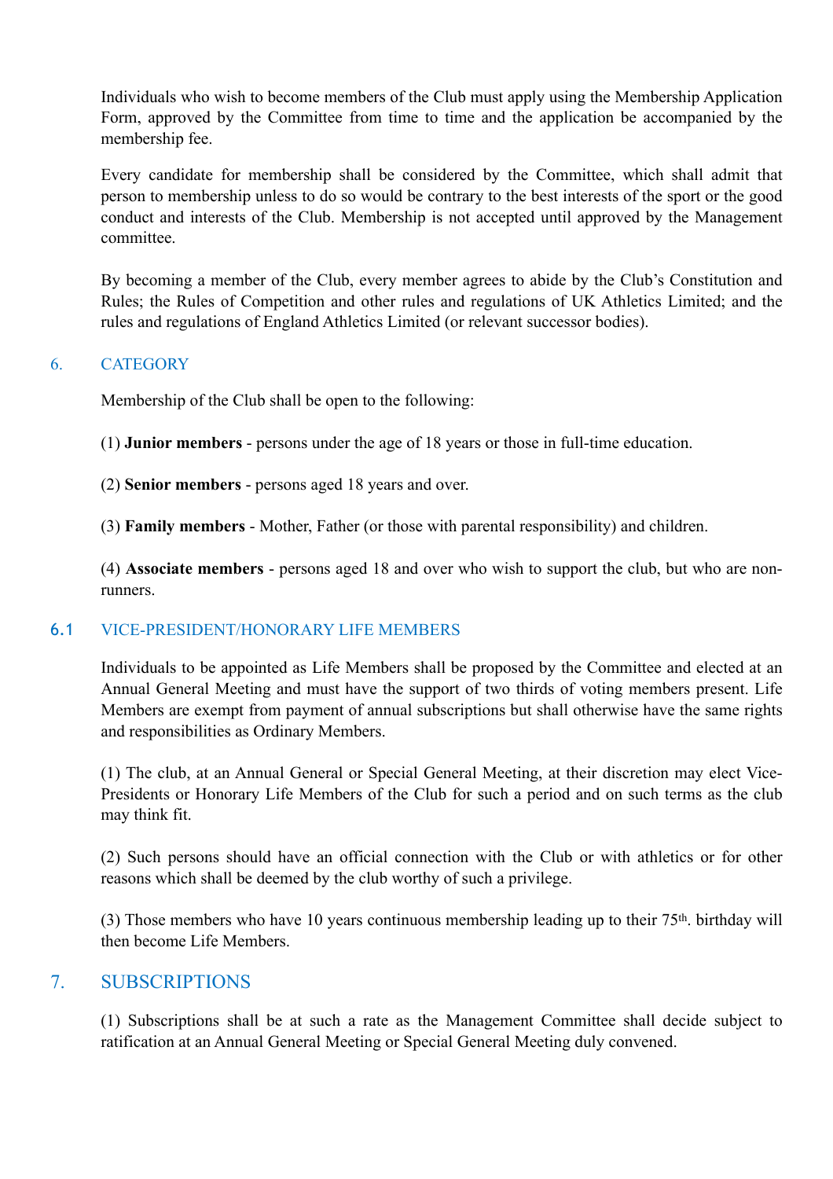Individuals who wish to become members of the Club must apply using the Membership Application Form, approved by the Committee from time to time and the application be accompanied by the membership fee.

Every candidate for membership shall be considered by the Committee, which shall admit that person to membership unless to do so would be contrary to the best interests of the sport or the good conduct and interests of the Club. Membership is not accepted until approved by the Management committee.

By becoming a member of the Club, every member agrees to abide by the Club's Constitution and Rules; the Rules of Competition and other rules and regulations of UK Athletics Limited; and the rules and regulations of England Athletics Limited (or relevant successor bodies).

## 6. CATEGORY

Membership of the Club shall be open to the following:

(1) **Junior members** - persons under the age of 18 years or those in full-time education.

(2) **Senior members** - persons aged 18 years and over.

(3) **Family members** - Mother, Father (or those with parental responsibility) and children.

(4) **Associate members** - persons aged 18 and over who wish to support the club, but who are non-runners.

### 6.1 VICE-PRESIDENT/HONORARY LIFE MEMBERS

Individuals to be appointed as Life Members shall be proposed by the Committee and elected at an Annual General Meeting and must have the support of two thirds of voting members present. Life Members are exempt from payment of annual subscriptions but shall otherwise have the same rights and responsibilities as Ordinary Members.

(1) The club, at an Annual General or Special General Meeting, at their discretion may elect Vice-Presidents or Honorary Life Members of the Club for such a period and on such terms as the club may think fit.

(2) Such persons should have an official connection with the Club or with athletics or for other reasons which shall be deemed by the club worthy of such a privilege.

(3) Those members who have 10 years continuous membership leading up to their 75th. birthday will then become Life Members.

## 7. SUBSCRIPTIONS

(1) Subscriptions shall be at such a rate as the Management Committee shall decide subject to ratification at an Annual General Meeting or Special General Meeting duly convened.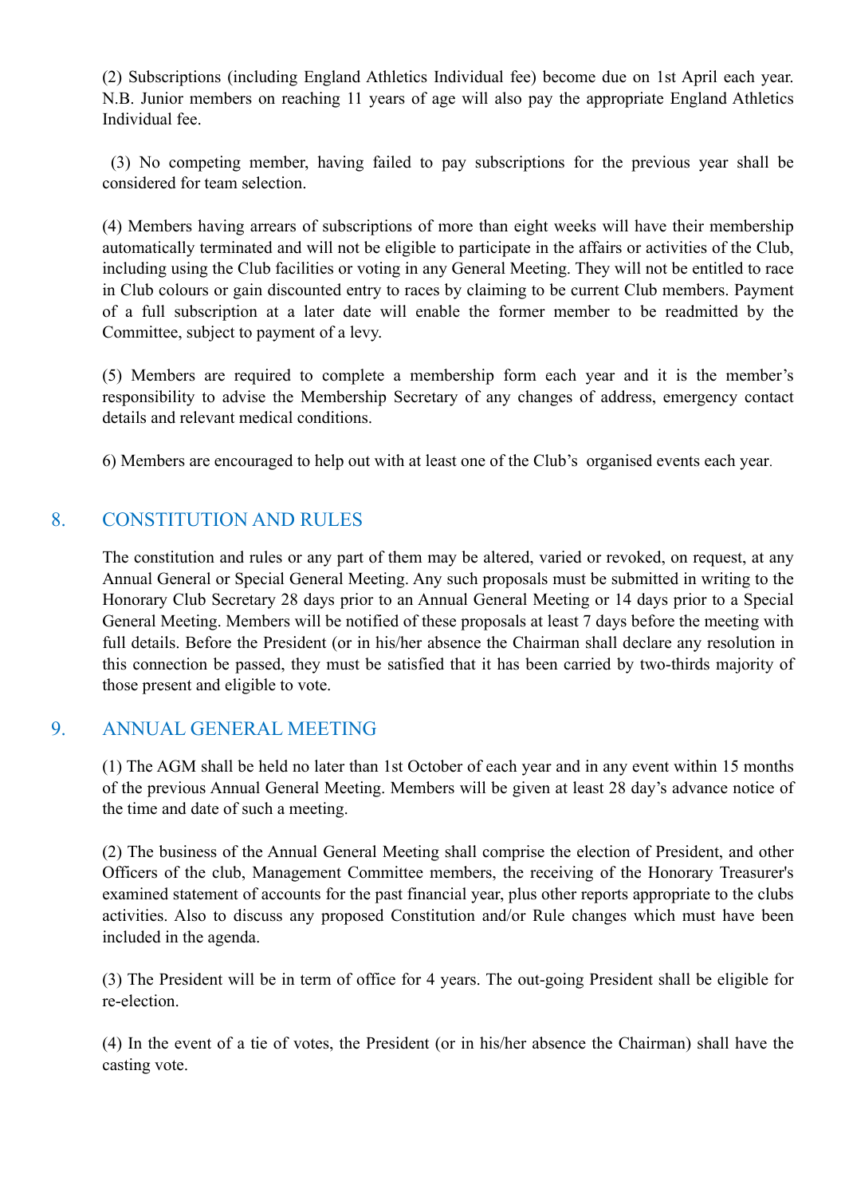(2) Subscriptions (including England Athletics Individual fee) become due on 1st April each year. N.B. Junior members on reaching 11 years of age will also pay the appropriate England Athletics Individual fee.

(3) No competing member, having failed to pay subscriptions for the previous year shall be considered for team selection.

(4) Members having arrears of subscriptions of more than eight weeks will have their membership automatically terminated and will not be eligible to participate in the affairs or activities of the Club, including using the Club facilities or voting in any General Meeting. They will not be entitled to race in Club colours or gain discounted entry to races by claiming to be current Club members. Payment of a full subscription at a later date will enable the former member to be readmitted by the Committee, subject to payment of a levy.

(5) Members are required to complete a membership form each year and it is the member's responsibility to advise the Membership Secretary of any changes of address, emergency contact details and relevant medical conditions.

6) Members are encouraged to help out with at least one of the Club's organised events each year.

## 8. CONSTITUTION AND RULES

The constitution and rules or any part of them may be altered, varied or revoked, on request, at any Annual General or Special General Meeting. Any such proposals must be submitted in writing to the Honorary Club Secretary 28 days prior to an Annual General Meeting or 14 days prior to a Special General Meeting. Members will be notified of these proposals at least 7 days before the meeting with full details. Before the President (or in his/her absence the Chairman shall declare any resolution in this connection be passed, they must be satisfied that it has been carried by two-thirds majority of those present and eligible to vote.

## 9. ANNUAL GENERAL MEETING

(1) The AGM shall be held no later than 1st October of each year and in any event within 15 months of the previous Annual General Meeting. Members will be given at least 28 day's advance notice of the time and date of such a meeting.

(2) The business of the Annual General Meeting shall comprise the election of President, and other Officers of the club, Management Committee members, the receiving of the Honorary Treasurer's examined statement of accounts for the past financial year, plus other reports appropriate to the clubs activities. Also to discuss any proposed Constitution and/or Rule changes which must have been included in the agenda.

(3) The President will be in term of office for 4 years. The out-going President shall be eligible for re-election.

(4) In the event of a tie of votes, the President (or in his/her absence the Chairman) shall have the casting vote.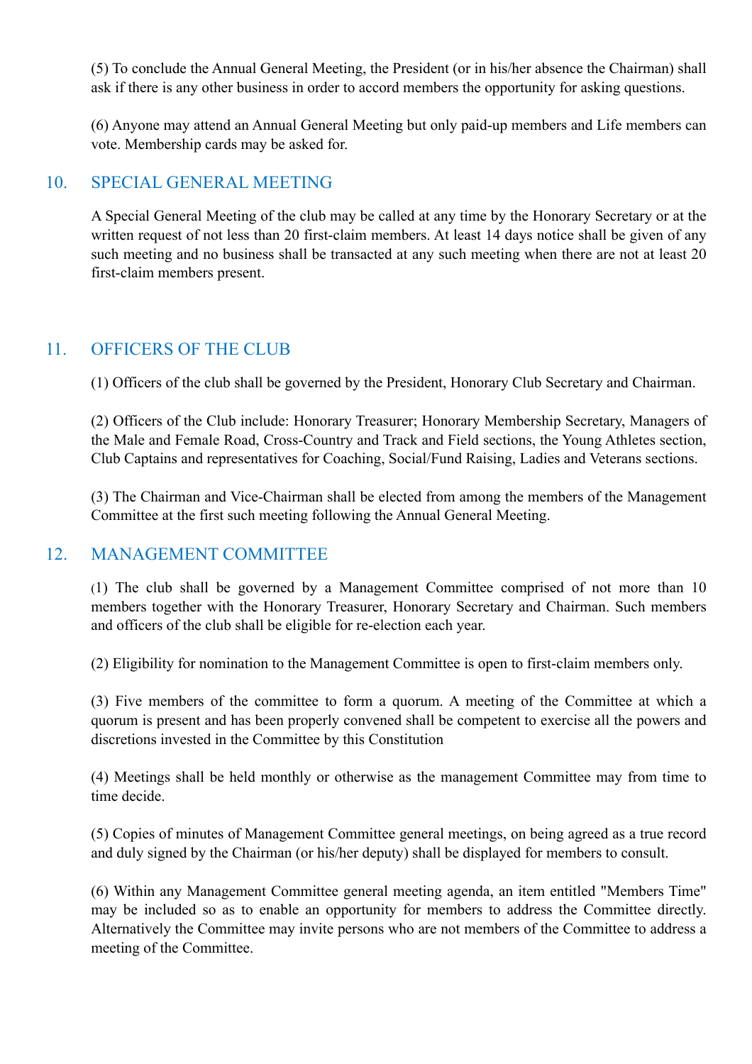(5) To conclude the Annual General Meeting, the President (or in his/her absence the Chairman) shall ask if there is any other business in order to accord members the opportunity for asking questions.

(6) Anyone may attend an Annual General Meeting but only paid-up members and Life members can vote. Membership cards may be asked for.

## 10. SPECIAL GENERAL MEETING

A Special General Meeting of the club may be called at any time by the Honorary Secretary or at the written request of not less than 20 first-claim members. At least 14 days notice shall be given of any such meeting and no business shall be transacted at any such meeting when there are not at least 20 first-claim members present.

## 11. OFFICERS OF THE CLUB

(1) Officers of the club shall be governed by the President, Honorary Club Secretary and Chairman.

(2) Officers of the Club include: Honorary Treasurer; Honorary Membership Secretary, Managers of the Male and Female Road, Cross-Country and Track and Field sections, the Young Athletes section, Club Captains and representatives for Coaching, Social/Fund Raising, Ladies and Veterans sections.

(3) The Chairman and Vice-Chairman shall be elected from among the members of the Management Committee at the first such meeting following the Annual General Meeting.

## 12. MANAGEMENT COMMITTEE

(1) The club shall be governed by a Management Committee comprised of not more than 10 members together with the Honorary Treasurer, Honorary Secretary and Chairman. Such members and officers of the club shall be eligible for re-election each year.

(2) Eligibility for nomination to the Management Committee is open to first-claim members only.

(3) Five members of the committee to form a quorum. A meeting of the Committee at which a quorum is present and has been properly convened shall be competent to exercise all the powers and discretions invested in the Committee by this Constitution

(4) Meetings shall be held monthly or otherwise as the management Committee may from time to time decide.

(5) Copies of minutes of Management Committee general meetings, on being agreed as a true record and duly signed by the Chairman (or his/her deputy) shall be displayed for members to consult.

(6) Within any Management Committee general meeting agenda, an item entitled "Members Time" may be included so as to enable an opportunity for members to address the Committee directly. Alternatively the Committee may invite persons who are not members of the Committee to address a meeting of the Committee.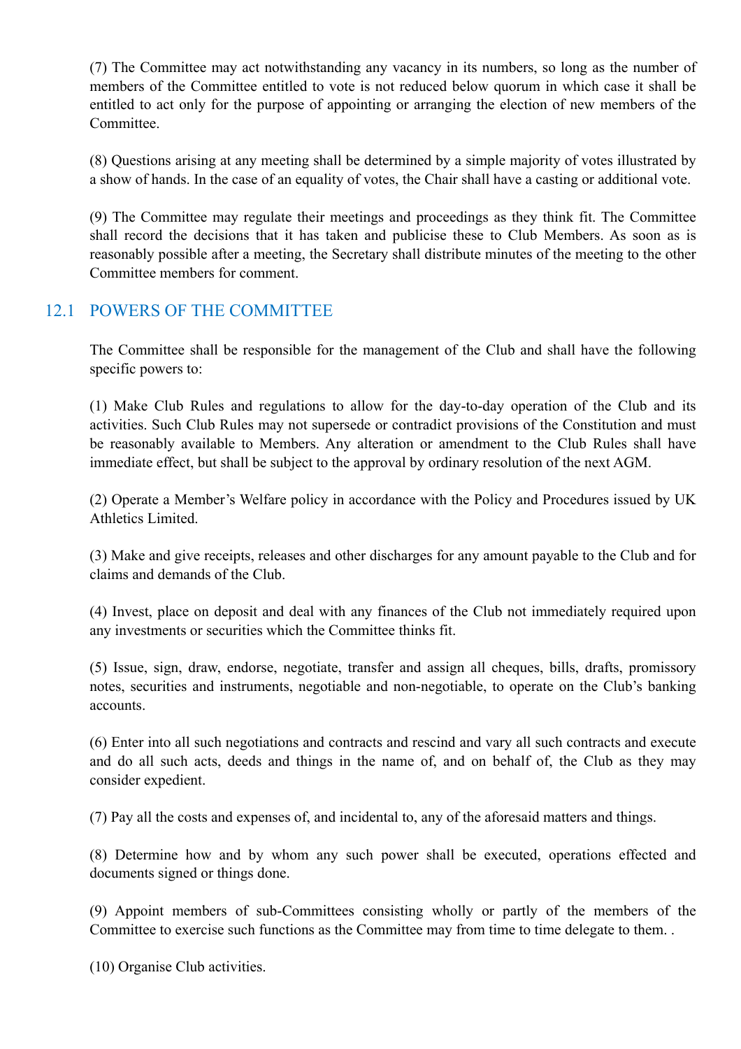(7) The Committee may act notwithstanding any vacancy in its numbers, so long as the number of members of the Committee entitled to vote is not reduced below quorum in which case it shall be entitled to act only for the purpose of appointing or arranging the election of new members of the Committee.

(8) Questions arising at any meeting shall be determined by a simple majority of votes illustrated by a show of hands. In the case of an equality of votes, the Chair shall have a casting or additional vote.

(9) The Committee may regulate their meetings and proceedings as they think fit. The Committee shall record the decisions that it has taken and publicise these to Club Members. As soon as is reasonably possible after a meeting, the Secretary shall distribute minutes of the meeting to the other Committee members for comment.

## 12.1 POWERS OF THE COMMITTEE

The Committee shall be responsible for the management of the Club and shall have the following specific powers to:

(1) Make Club Rules and regulations to allow for the day-to-day operation of the Club and its activities. Such Club Rules may not supersede or contradict provisions of the Constitution and must be reasonably available to Members. Any alteration or amendment to the Club Rules shall have immediate effect, but shall be subject to the approval by ordinary resolution of the next AGM.

(2) Operate a Member's Welfare policy in accordance with the Policy and Procedures issued by UK Athletics Limited.

(3) Make and give receipts, releases and other discharges for any amount payable to the Club and for claims and demands of the Club.

(4) Invest, place on deposit and deal with any finances of the Club not immediately required upon any investments or securities which the Committee thinks fit.

(5) Issue, sign, draw, endorse, negotiate, transfer and assign all cheques, bills, drafts, promissory notes, securities and instruments, negotiable and non-negotiable, to operate on the Club's banking accounts.

(6) Enter into all such negotiations and contracts and rescind and vary all such contracts and execute and do all such acts, deeds and things in the name of, and on behalf of, the Club as they may consider expedient.

(7) Pay all the costs and expenses of, and incidental to, any of the aforesaid matters and things.

(8) Determine how and by whom any such power shall be executed, operations effected and documents signed or things done.

(9) Appoint members of sub-Committees consisting wholly or partly of the members of the Committee to exercise such functions as the Committee may from time to time delegate to them. .

(10) Organise Club activities.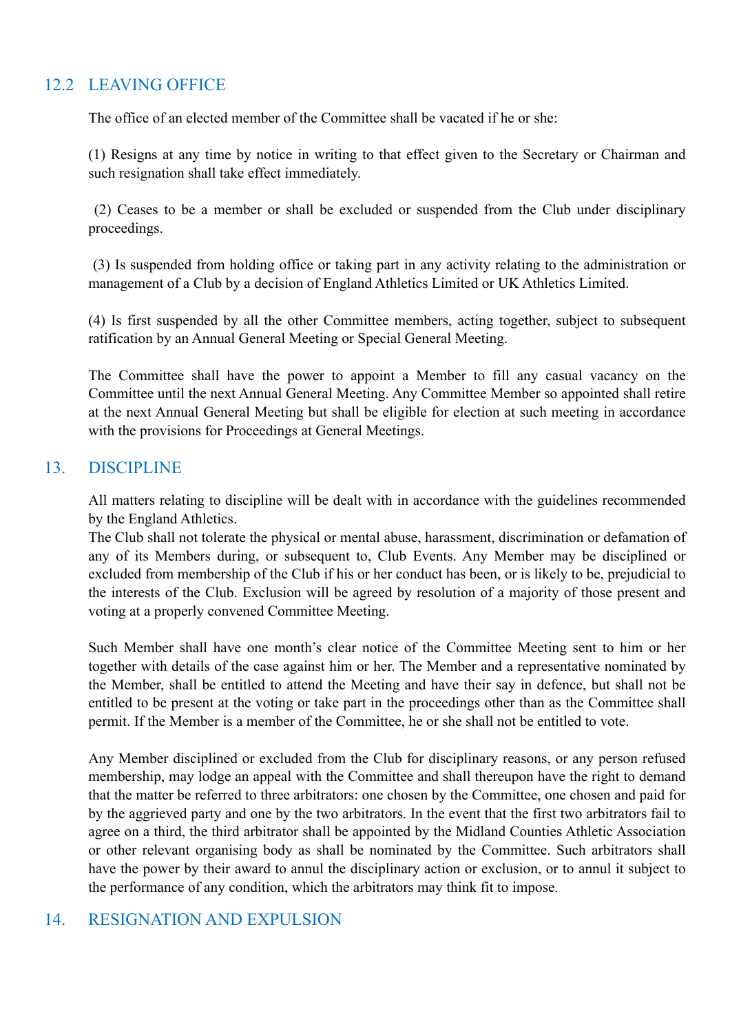## 12.2 LEAVING OFFICE

The office of an elected member of the Committee shall be vacated if he or she:

(1) Resigns at any time by notice in writing to that effect given to the Secretary or Chairman and such resignation shall take effect immediately.

(2) Ceases to be a member or shall be excluded or suspended from the Club under disciplinary proceedings.

(3) Is suspended from holding office or taking part in any activity relating to the administration or management of a Club by a decision of England Athletics Limited or UK Athletics Limited.

(4) Is first suspended by all the other Committee members, acting together, subject to subsequent ratification by an Annual General Meeting or Special General Meeting.

The Committee shall have the power to appoint a Member to fill any casual vacancy on the Committee until the next Annual General Meeting. Any Committee Member so appointed shall retire at the next Annual General Meeting but shall be eligible for election at such meeting in accordance with the provisions for Proceedings at General Meetings.

## 13. DISCIPLINE

All matters relating to discipline will be dealt with in accordance with the guidelines recommended by the England Athletics.
The Club shall not tolerate the physical or mental abuse, harassment, discrimination or defamation of any of its Members during, or subsequent to, Club Events. Any Member may be disciplined or excluded from membership of the Club if his or her conduct has been, or is likely to be, prejudicial to the interests of the Club. Exclusion will be agreed by resolution of a majority of those present and voting at a properly convened Committee Meeting.

Such Member shall have one month's clear notice of the Committee Meeting sent to him or her together with details of the case against him or her. The Member and a representative nominated by the Member, shall be entitled to attend the Meeting and have their say in defence, but shall not be entitled to be present at the voting or take part in the proceedings other than as the Committee shall permit. If the Member is a member of the Committee, he or she shall not be entitled to vote.

Any Member disciplined or excluded from the Club for disciplinary reasons, or any person refused membership, may lodge an appeal with the Committee and shall thereupon have the right to demand that the matter be referred to three arbitrators: one chosen by the Committee, one chosen and paid for by the aggrieved party and one by the two arbitrators. In the event that the first two arbitrators fail to agree on a third, the third arbitrator shall be appointed by the Midland Counties Athletic Association or other relevant organising body as shall be nominated by the Committee. Such arbitrators shall have the power by their award to annul the disciplinary action or exclusion, or to annul it subject to the performance of any condition, which the arbitrators may think fit to impose.

## 14. RESIGNATION AND EXPULSION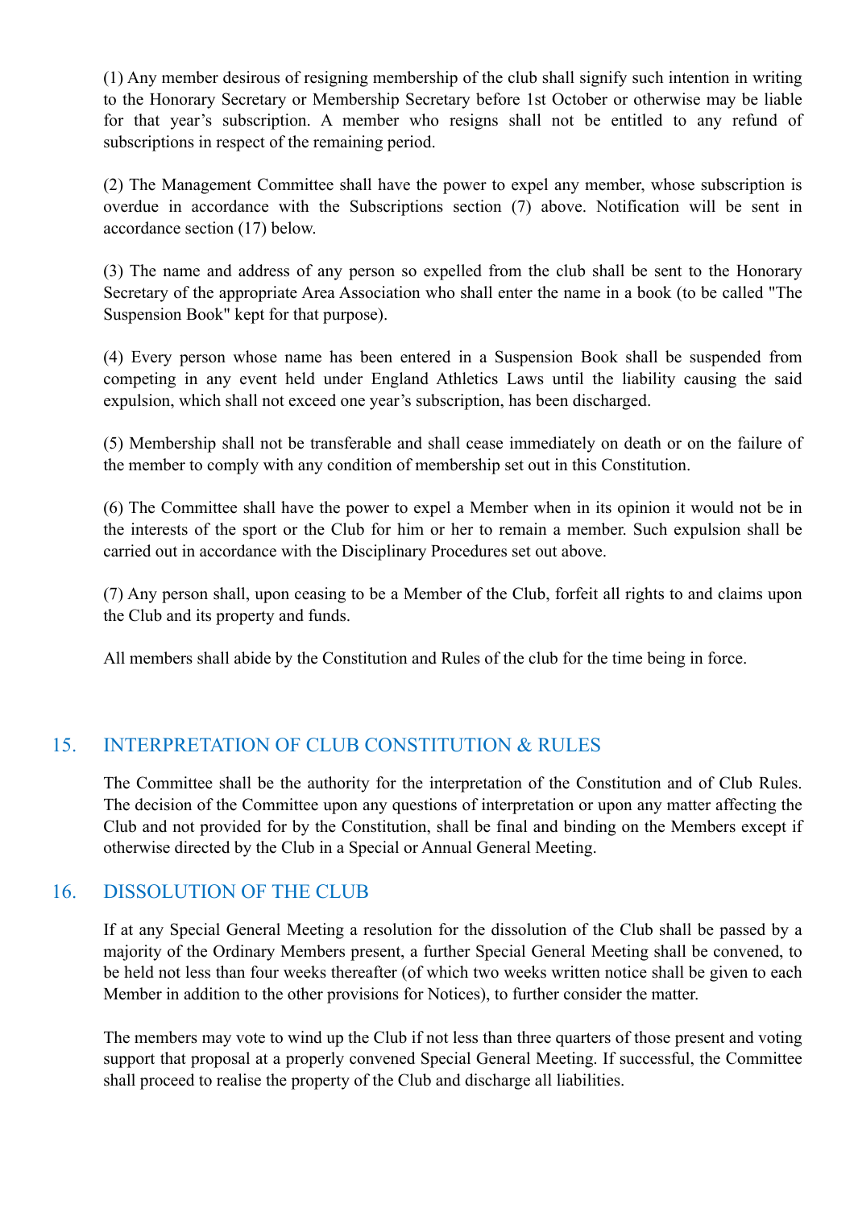(1) Any member desirous of resigning membership of the club shall signify such intention in writing to the Honorary Secretary or Membership Secretary before 1st October or otherwise may be liable for that year's subscription. A member who resigns shall not be entitled to any refund of subscriptions in respect of the remaining period.

(2) The Management Committee shall have the power to expel any member, whose subscription is overdue in accordance with the Subscriptions section (7) above. Notification will be sent in accordance section (17) below.

(3) The name and address of any person so expelled from the club shall be sent to the Honorary Secretary of the appropriate Area Association who shall enter the name in a book (to be called "The Suspension Book" kept for that purpose).

(4) Every person whose name has been entered in a Suspension Book shall be suspended from competing in any event held under England Athletics Laws until the liability causing the said expulsion, which shall not exceed one year's subscription, has been discharged.

(5) Membership shall not be transferable and shall cease immediately on death or on the failure of the member to comply with any condition of membership set out in this Constitution.

(6) The Committee shall have the power to expel a Member when in its opinion it would not be in the interests of the sport or the Club for him or her to remain a member. Such expulsion shall be carried out in accordance with the Disciplinary Procedures set out above.

(7) Any person shall, upon ceasing to be a Member of the Club, forfeit all rights to and claims upon the Club and its property and funds.

All members shall abide by the Constitution and Rules of the club for the time being in force.

## 15. INTERPRETATION OF CLUB CONSTITUTION & RULES

The Committee shall be the authority for the interpretation of the Constitution and of Club Rules. The decision of the Committee upon any questions of interpretation or upon any matter affecting the Club and not provided for by the Constitution, shall be final and binding on the Members except if otherwise directed by the Club in a Special or Annual General Meeting.

## 16. DISSOLUTION OF THE CLUB

If at any Special General Meeting a resolution for the dissolution of the Club shall be passed by a majority of the Ordinary Members present, a further Special General Meeting shall be convened, to be held not less than four weeks thereafter (of which two weeks written notice shall be given to each Member in addition to the other provisions for Notices), to further consider the matter.

The members may vote to wind up the Club if not less than three quarters of those present and voting support that proposal at a properly convened Special General Meeting. If successful, the Committee shall proceed to realise the property of the Club and discharge all liabilities.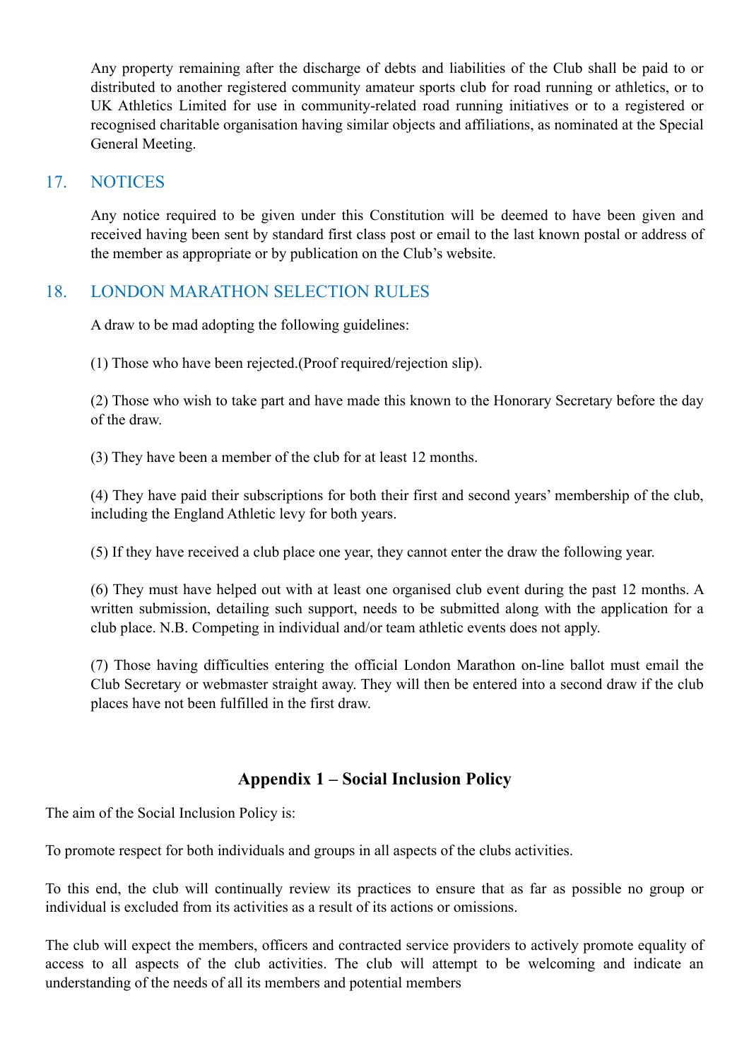Any property remaining after the discharge of debts and liabilities of the Club shall be paid to or distributed to another registered community amateur sports club for road running or athletics, or to UK Athletics Limited for use in community-related road running initiatives or to a registered or recognised charitable organisation having similar objects and affiliations, as nominated at the Special General Meeting.

## 17. NOTICES

Any notice required to be given under this Constitution will be deemed to have been given and received having been sent by standard first class post or email to the last known postal or address of the member as appropriate or by publication on the Club's website.

## 18. LONDON MARATHON SELECTION RULES

A draw to be mad adopting the following guidelines:

(1) Those who have been rejected.(Proof required/rejection slip).

(2) Those who wish to take part and have made this known to the Honorary Secretary before the day of the draw.

(3) They have been a member of the club for at least 12 months.

(4) They have paid their subscriptions for both their first and second years' membership of the club, including the England Athletic levy for both years.

(5) If they have received a club place one year, they cannot enter the draw the following year.

(6) They must have helped out with at least one organised club event during the past 12 months. A written submission, detailing such support, needs to be submitted along with the application for a club place. N.B. Competing in individual and/or team athletic events does not apply.

(7) Those having difficulties entering the official London Marathon on-line ballot must email the Club Secretary or webmaster straight away. They will then be entered into a second draw if the club places have not been fulfilled in the first draw.

## Appendix 1 – Social Inclusion Policy

The aim of the Social Inclusion Policy is:

To promote respect for both individuals and groups in all aspects of the clubs activities.

To this end, the club will continually review its practices to ensure that as far as possible no group or individual is excluded from its activities as a result of its actions or omissions.

The club will expect the members, officers and contracted service providers to actively promote equality of access to all aspects of the club activities. The club will attempt to be welcoming and indicate an understanding of the needs of all its members and potential members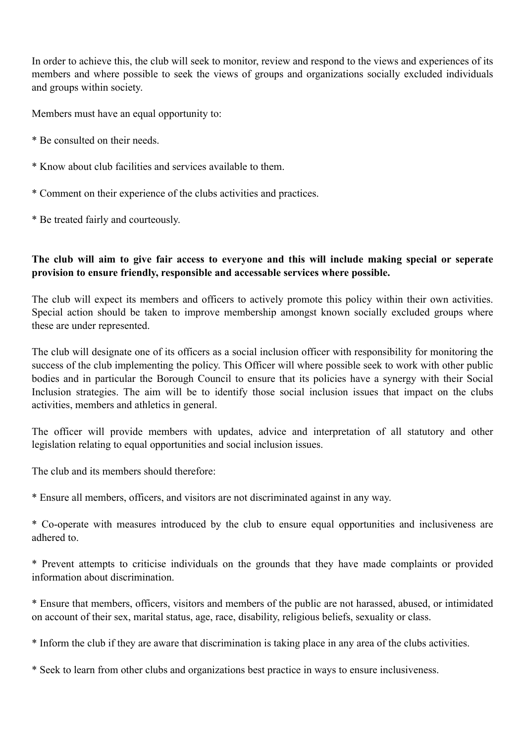In order to achieve this, the club will seek to monitor, review and respond to the views and experiences of its members and where possible to seek the views of groups and organizations socially excluded individuals and groups within society.

Members must have an equal opportunity to:

* Be consulted on their needs.

* Know about club facilities and services available to them.

* Comment on their experience of the clubs activities and practices.

* Be treated fairly and courteously.

**The club will aim to give fair access to everyone and this will include making special or seperate provision to ensure friendly, responsible and accessable services where possible.**

The club will expect its members and officers to actively promote this policy within their own activities. Special action should be taken to improve membership amongst known socially excluded groups where these are under represented.

The club will designate one of its officers as a social inclusion officer with responsibility for monitoring the success of the club implementing the policy. This Officer will where possible seek to work with other public bodies and in particular the Borough Council to ensure that its policies have a synergy with their Social Inclusion strategies. The aim will be to identify those social inclusion issues that impact on the clubs activities, members and athletics in general.

The officer will provide members with updates, advice and interpretation of all statutory and other legislation relating to equal opportunities and social inclusion issues.

The club and its members should therefore:

* Ensure all members, officers, and visitors are not discriminated against in any way.

* Co-operate with measures introduced by the club to ensure equal opportunities and inclusiveness are adhered to.

* Prevent attempts to criticise individuals on the grounds that they have made complaints or provided information about discrimination.

* Ensure that members, officers, visitors and members of the public are not harassed, abused, or intimidated on account of their sex, marital status, age, race, disability, religious beliefs, sexuality or class.

* Inform the club if they are aware that discrimination is taking place in any area of the clubs activities.

* Seek to learn from other clubs and organizations best practice in ways to ensure inclusiveness.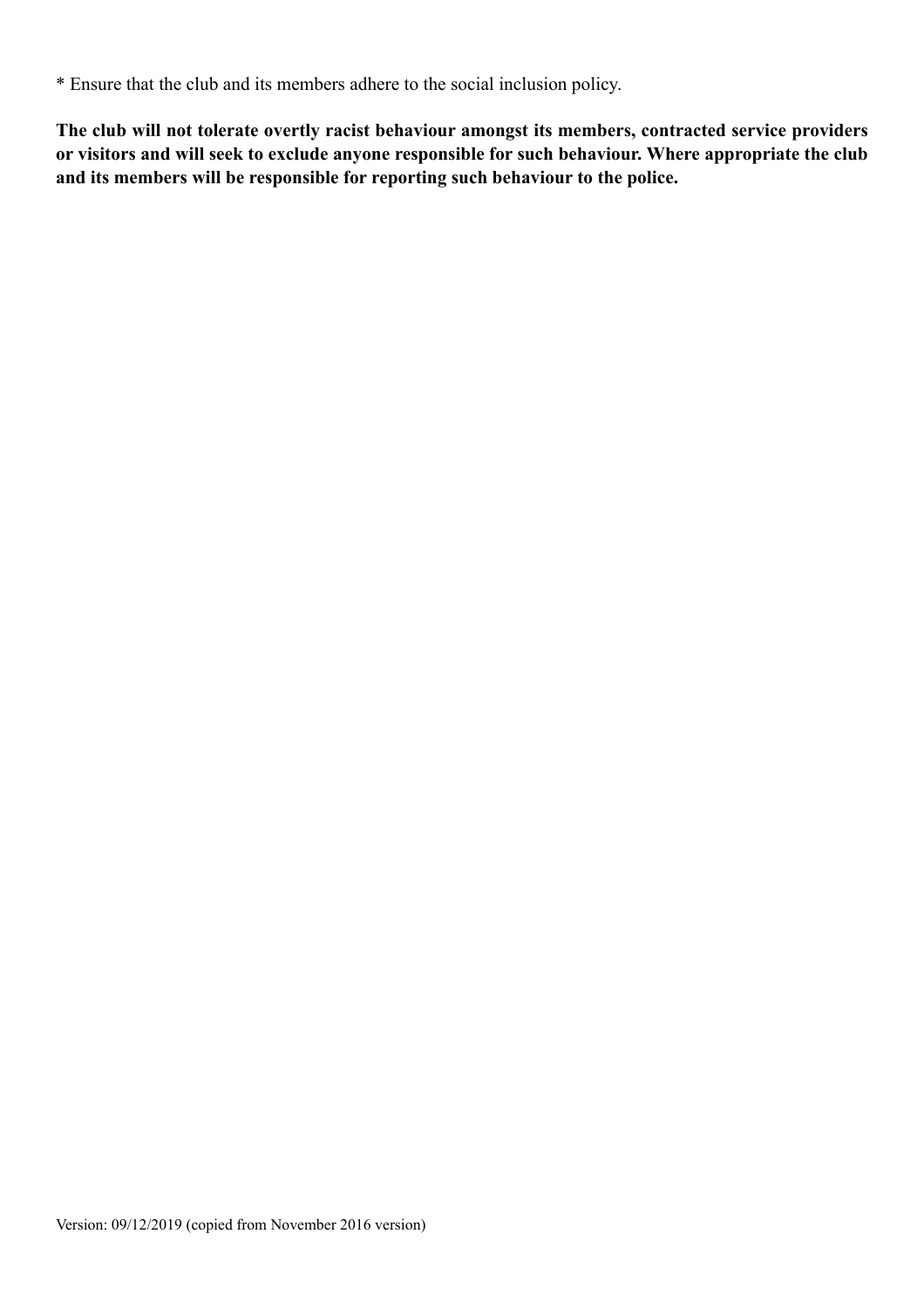* Ensure that the club and its members adhere to the social inclusion policy.

**The club will not tolerate overtly racist behaviour amongst its members, contracted service providers or visitors and will seek to exclude anyone responsible for such behaviour. Where appropriate the club and its members will be responsible for reporting such behaviour to the police.**

Version: 09/12/2019 (copied from November 2016 version)